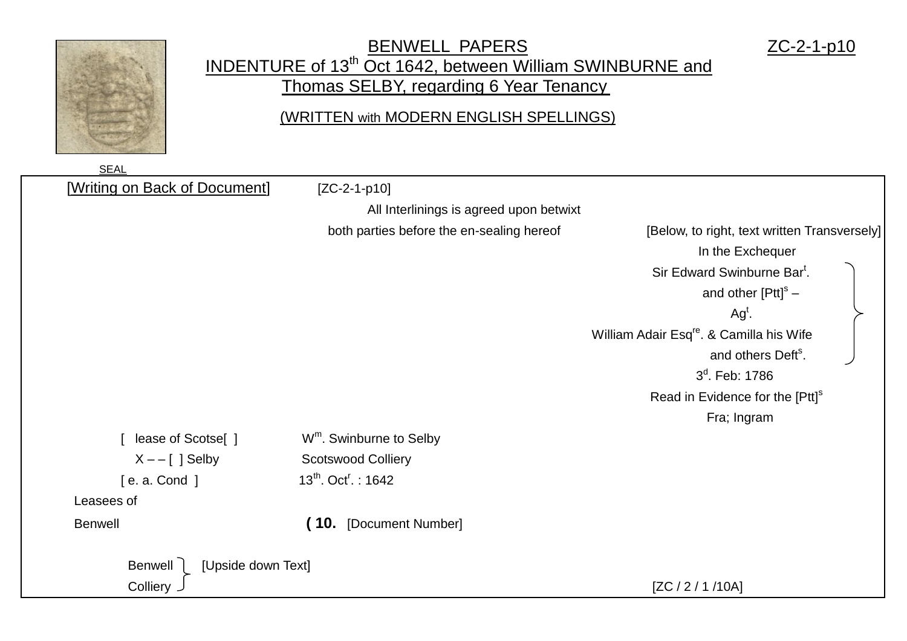# BENWELL PAPERS

ZC-2-1-p10

## INDENTURE of 13th Oct 1642, between William SWINBURNE and Thomas SELBY, regarding 6 Year Tenancy

(WRITTEN with MODERN ENGLISH SPELLINGS)

SEAL

[Writing on Back of Document] [ZC-2-1-p10]

All Interlinings is agreed upon betwixt
both parties before the en-sealing hereof

[Below, to right, text written Transversely]

In the Exchequer
Sir Edward Swinburne Bar[t].
and other [Ptt][s] –
Ag[t].
William Adair Esq[re]. & Camilla his Wife
and others Deft[s].
3[d]. Feb: 1786
Read in Evidence for the [Ptt][s]
Fra; Ingram

[ lease of Scotse[ ] W[m]. Swinburne to Selby
X – – [ ] Selby Scotswood Colliery
[ e. a. Cond ] 13[th]. Oct[r]. : 1642

Leasees of
Benwell **( 10.** [Document Number]

Benwell
Colliery [Upside down Text]

[ZC / 2 / 1 /10A]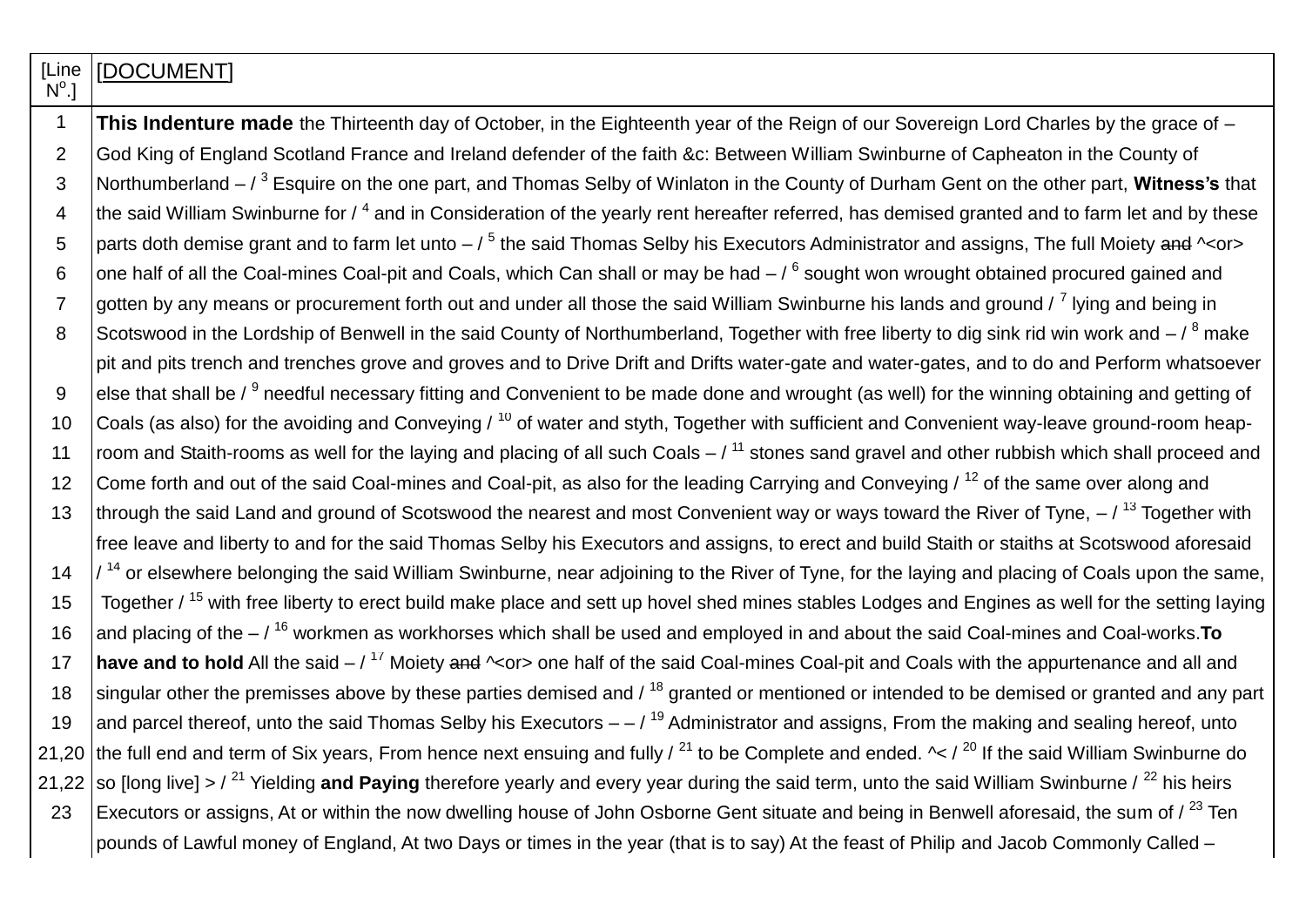| [Line N<sup>o</sup>.] | [DOCUMENT] |
|---|---|
| 1 | **This Indenture made** the Thirteenth day of October, in the Eighteenth year of the Reign of our Sovereign Lord Charles by the grace of – |
| 2 | God King of England Scotland France and Ireland defender of the faith &c: Between William Swinburne of Capheaton in the County of |
| 3 | Northumberland – / [3] Esquire on the one part, and Thomas Selby of Winlaton in the County of Durham Gent on the other part, **Witness's** that |
| 4 | the said William Swinburne for / [4] and in Consideration of the yearly rent hereafter referred, has demised granted and to farm let and by these |
| 5 | parts doth demise grant and to farm let unto – / [5] the said Thomas Selby his Executors Administrator and assigns, The full Moiety ~~and~~ ^<or> |
| 6 | one half of all the Coal-mines Coal-pit and Coals, which Can shall or may be had – / [6] sought won wrought obtained procured gained and |
| 7 | gotten by any means or procurement forth out and under all those the said William Swinburne his lands and ground / [7] lying and being in |
| 8 | Scotswood in the Lordship of Benwell in the said County of Northumberland, Together with free liberty to dig sink rid win work and – / [8] make |
| | pit and pits trench and trenches grove and groves and to Drive Drift and Drifts water-gate and water-gates, and to do and Perform whatsoever |
| 9 | else that shall be / [9] needful necessary fitting and Convenient to be made done and wrought (as well) for the winning obtaining and getting of |
| 10 | Coals (as also) for the avoiding and Conveying / [10] of water and styth, Together with sufficient and Convenient way-leave ground-room heap- |
| 11 | room and Staith-rooms as well for the laying and placing of all such Coals – / [11] stones sand gravel and other rubbish which shall proceed and |
| 12 | Come forth and out of the said Coal-mines and Coal-pit, as also for the leading Carrying and Conveying / [12] of the same over along and |
| 13 | through the said Land and ground of Scotswood the nearest and most Convenient way or ways toward the River of Tyne, – / [13] Together with |
| | free leave and liberty to and for the said Thomas Selby his Executors and assigns, to erect and build Staith or staiths at Scotswood aforesaid |
| 14 | / [14] or elsewhere belonging the said William Swinburne, near adjoining to the River of Tyne, for the laying and placing of Coals upon the same, |
| 15 | Together / [15] with free liberty to erect build make place and sett up hovel shed mines stables Lodges and Engines as well for the setting laying |
| 16 | and placing of the – / [16] workmen as workhorses which shall be used and employed in and about the said Coal-mines and Coal-works.**To** |
| 17 | **have and to hold** All the said – / [17] Moiety ~~and~~ ^<or> one half of the said Coal-mines Coal-pit and Coals with the appurtenance and all and |
| 18 | singular other the premisses above by these parties demised and / [18] granted or mentioned or intended to be demised or granted and any part |
| 19 | and parcel thereof, unto the said Thomas Selby his Executors – – / [19] Administrator and assigns, From the making and sealing hereof, unto |
| 21,20 | the full end and term of Six years, From hence next ensuing and fully / [21] to be Complete and ended. ^< / [20] If the said William Swinburne do |
| 21,22 | so [long live] > / [21] Yielding **and Paying** therefore yearly and every year during the said term, unto the said William Swinburne / [22] his heirs |
| 23 | Executors or assigns, At or within the now dwelling house of John Osborne Gent situate and being in Benwell aforesaid, the sum of / [23] Ten |
| | pounds of Lawful money of England, At two Days or times in the year (that is to say) At the feast of Philip and Jacob Commonly Called – |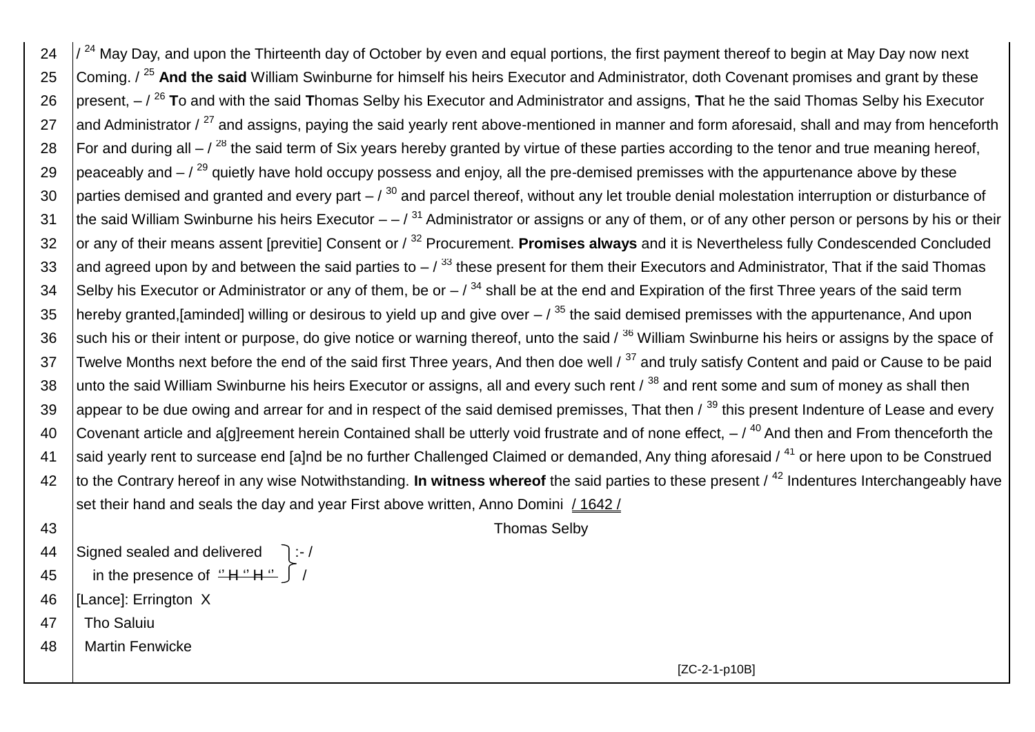| | |
|---|---|
| 24 | / [24] May Day, and upon the Thirteenth day of October by even and equal portions, the first payment thereof to begin at May Day now next |
| 25 | Coming. / [25] **And the said** William Swinburne for himself his heirs Executor and Administrator, doth Covenant promises and grant by these |
| 26 | present, – / [26] **T**o and with the said **T**homas Selby his Executor and Administrator and assigns, **T**hat he the said Thomas Selby his Executor |
| 27 | and Administrator / [27] and assigns, paying the said yearly rent above-mentioned in manner and form aforesaid, shall and may from henceforth |
| 28 | For and during all – / [28] the said term of Six years hereby granted by virtue of these parties according to the tenor and true meaning hereof, |
| 29 | peaceably and – / [29] quietly have hold occupy possess and enjoy, all the pre-demised premisses with the appurtenance above by these |
| 30 | parties demised and granted and every part – / [30] and parcel thereof, without any let trouble denial molestation interruption or disturbance of |
| 31 | the said William Swinburne his heirs Executor – – / [31] Administrator or assigns or any of them, or of any other person or persons by his or their |
| 32 | or any of their means assent [previtie] Consent or / [32] Procurement. **Promises always** and it is Nevertheless fully Condescended Concluded |
| 33 | and agreed upon by and between the said parties to – / [33] these present for them their Executors and Administrator, That if the said Thomas |
| 34 | Selby his Executor or Administrator or any of them, be or – / [34] shall be at the end and Expiration of the first Three years of the said term |
| 35 | hereby granted,[aminded] willing or desirous to yield up and give over – / [35] the said demised premisses with the appurtenance, And upon |
| 36 | such his or their intent or purpose, do give notice or warning thereof, unto the said / [36] William Swinburne his heirs or assigns by the space of |
| 37 | Twelve Months next before the end of the said first Three years, And then doe well / [37] and truly satisfy Content and paid or Cause to be paid |
| 38 | unto the said William Swinburne his heirs Executor or assigns, all and every such rent / [38] and rent some and sum of money as shall then |
| 39 | appear to be due owing and arrear for and in respect of the said demised premisses, That then / [39] this present Indenture of Lease and every |
| 40 | Covenant article and a[g]reement herein Contained shall be utterly void frustrate and of none effect, – / [40] And then and From thenceforth the |
| 41 | said yearly rent to surcease end [a]nd be no further Challenged Claimed or demanded, Any thing aforesaid / [41] or here upon to be Construed |
| 42 | to the Contrary hereof in any wise Notwithstanding. **In witness whereof** the said parties to these present / [42] Indentures Interchangeably have set their hand and seals the day and year First above written, Anno Domini / 1642 / |
| 43 | Thomas Selby |
| 44 | Signed sealed and delivered :- / |
| 45 | in the presence of '' H '' H '' / |
| 46 | [Lance]: Errington X |
| 47 | Tho Saluiu |
| 48 | Martin Fenwicke |
| | [ZC-2-1-p10B] |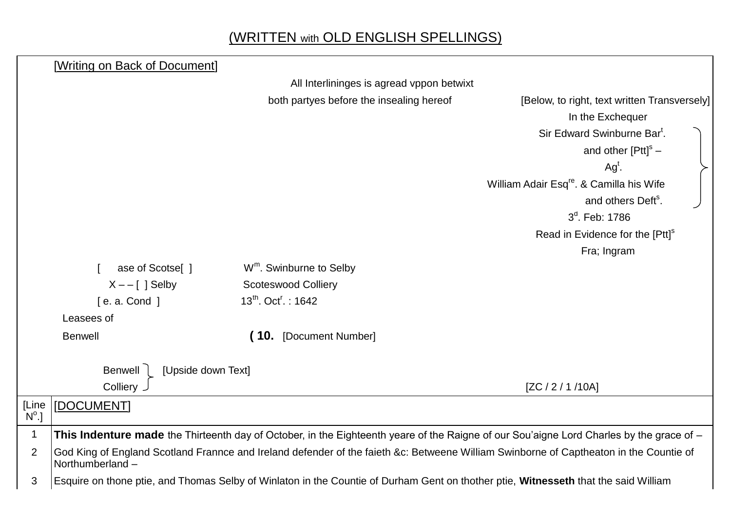(WRITTEN with OLD ENGLISH SPELLINGS)

| [Line N$^{o}$.] | [Writing on Back of Document] |
|---|---|
| | All Interlininges is agread vppon betwixt |
| | both partyes before the insealing hereof [Below, to right, text written Transversely] |
| | In the Exchequer |
| | Sir Edward Swinburne Bar$^{t}$. |
| | and other [Ptt]$^{s}$ – |
| | Ag$^{t}$. |
| | William Adair Esq$^{re}$. & Camilla his Wife |
| | and others Deft$^{s}$. |
| | 3$^{d}$. Feb: 1786 |
| | Read in Evidence for the [Ptt]$^{s}$ |
| | Fra; Ingram |
| | [ ase of Scotse[ ] W$^{m}$. Swinburne to Selby |
| | X – – [ ] Selby Scoteswood Colliery |
| | [ e. a. Cond ] 13$^{th}$. Oct$^{r}$. : 1642 |
| | Leasees of |
| | Benwell **( 10.** [Document Number] |
| | Benwell Colliery [Upside down Text] |
| | [ZC / 2 / 1 /10A] |
| | [DOCUMENT] |
| 1 | **This Indenture made** the Thirteenth day of October, in the Eighteenth yeare of the Raigne of our Sou'aigne Lord Charles by the grace of – |
| 2 | God King of England Scotland Frannce and Ireland defender of the faieth &c: Betweene William Swinborne of Captheaton in the Countie of Northumberland – |
| 3 | Esquire on thone ptie, and Thomas Selby of Winlaton in the Countie of Durham Gent on thother ptie, **Witnesseth** that the said William |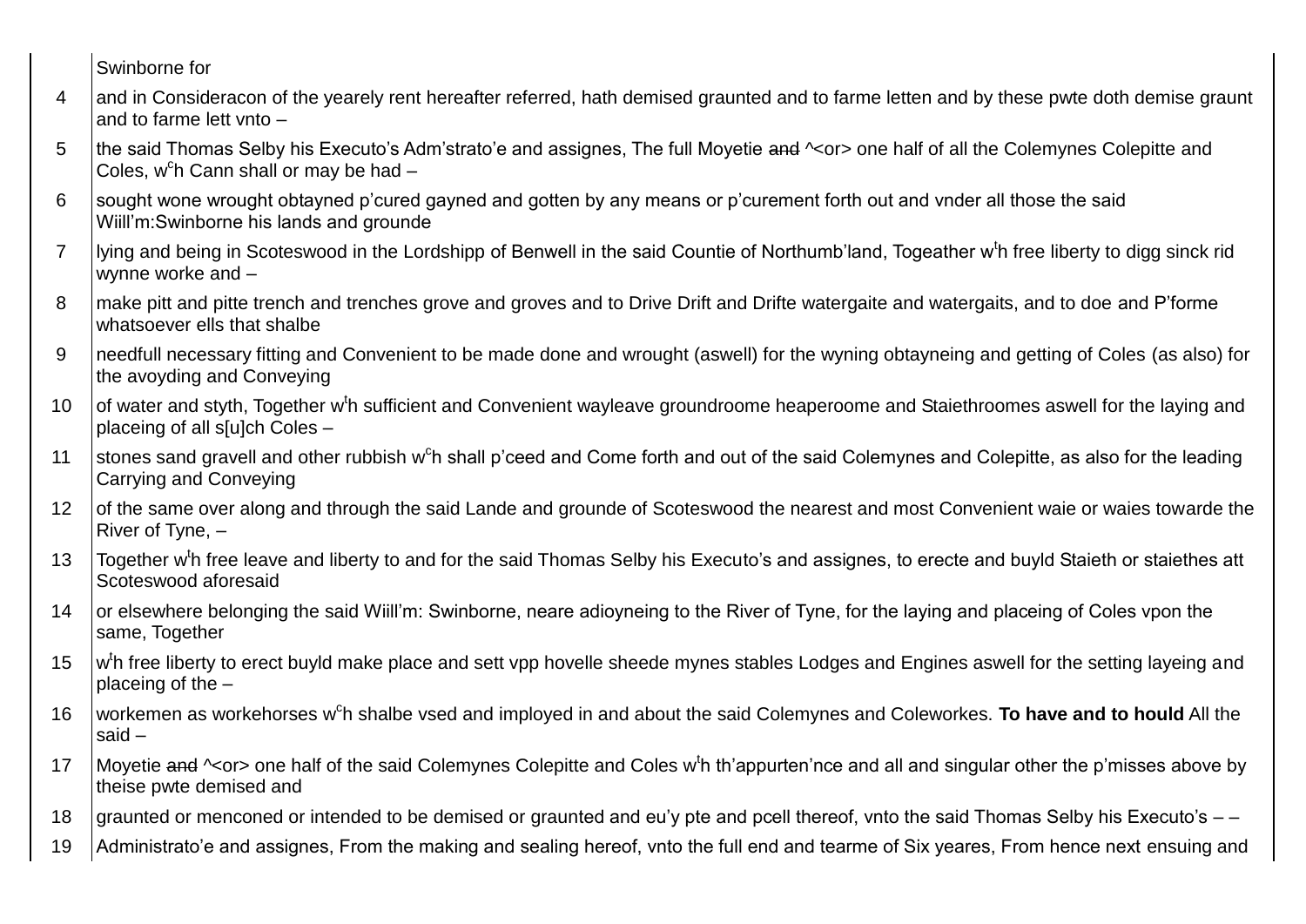| | |
|---|---|
| | Swinborne for |
| 4 | and in Consideracon of the yearely rent hereafter referred, hath demised graunted and to farme letten and by these pwte doth demise graunt and to farme lett vnto – |
| 5 | the said Thomas Selby his Executo's Adm'strato'e and assignes, The full Moyetie ~~and~~ ^<or> one half of all the Colemynes Colepitte and Coles, w[c]h Cann shall or may be had – |
| 6 | sought wone wrought obtayned p'cured gayned and gotten by any means or p'curement forth out and vnder all those the said Wiill'm:Swinborne his lands and grounde |
| 7 | lying and being in Scoteswood in the Lordshipp of Benwell in the said Countie of Northumb'land, Togeather w[t]h free liberty to digg sinck rid wynne worke and – |
| 8 | make pitt and pitte trench and trenches grove and groves and to Drive Drift and Drifte watergaite and watergaits, and to doe and P'forme whatsoever ells that shalbe |
| 9 | needfull necessary fitting and Convenient to be made done and wrought (aswell) for the wyning obtayneing and getting of Coles (as also) for the avoyding and Conveying |
| 10 | of water and styth, Together w[t]h sufficient and Convenient wayleave groundroome heaperoome and Staiethroomes aswell for the laying and placeing of all s[u]ch Coles – |
| 11 | stones sand gravell and other rubbish w[c]h shall p'ceed and Come forth and out of the said Colemynes and Colepitte, as also for the leading Carrying and Conveying |
| 12 | of the same over along and through the said Lande and grounde of Scoteswood the nearest and most Convenient waie or waies towarde the River of Tyne, – |
| 13 | Together w[t]h free leave and liberty to and for the said Thomas Selby his Executo's and assignes, to erecte and buyld Staieth or staiethes att Scoteswood aforesaid |
| 14 | or elsewhere belonging the said Wiill'm: Swinborne, neare adioyneing to the River of Tyne, for the laying and placeing of Coles vpon the same, Together |
| 15 | w[t]h free liberty to erect buyld make place and sett vpp hovelle sheede mynes stables Lodges and Engines aswell for the setting layeing and placeing of the – |
| 16 | workemen as workehorses w[c]h shalbe vsed and imployed in and about the said Colemynes and Coleworkes. **To have and to hould** All the said – |
| 17 | Moyetie ~~and~~ ^<or> one half of the said Colemynes Colepitte and Coles w[t]h th'appurten'nce and all and singular other the p'misses above by theise pwte demised and |
| 18 | graunted or menconed or intended to be demised or graunted and eu'y pte and pcell thereof, vnto the said Thomas Selby his Executo's – – |
| 19 | Administrato'e and assignes, From the making and sealing hereof, vnto the full end and tearme of Six yeares, From hence next ensuing and |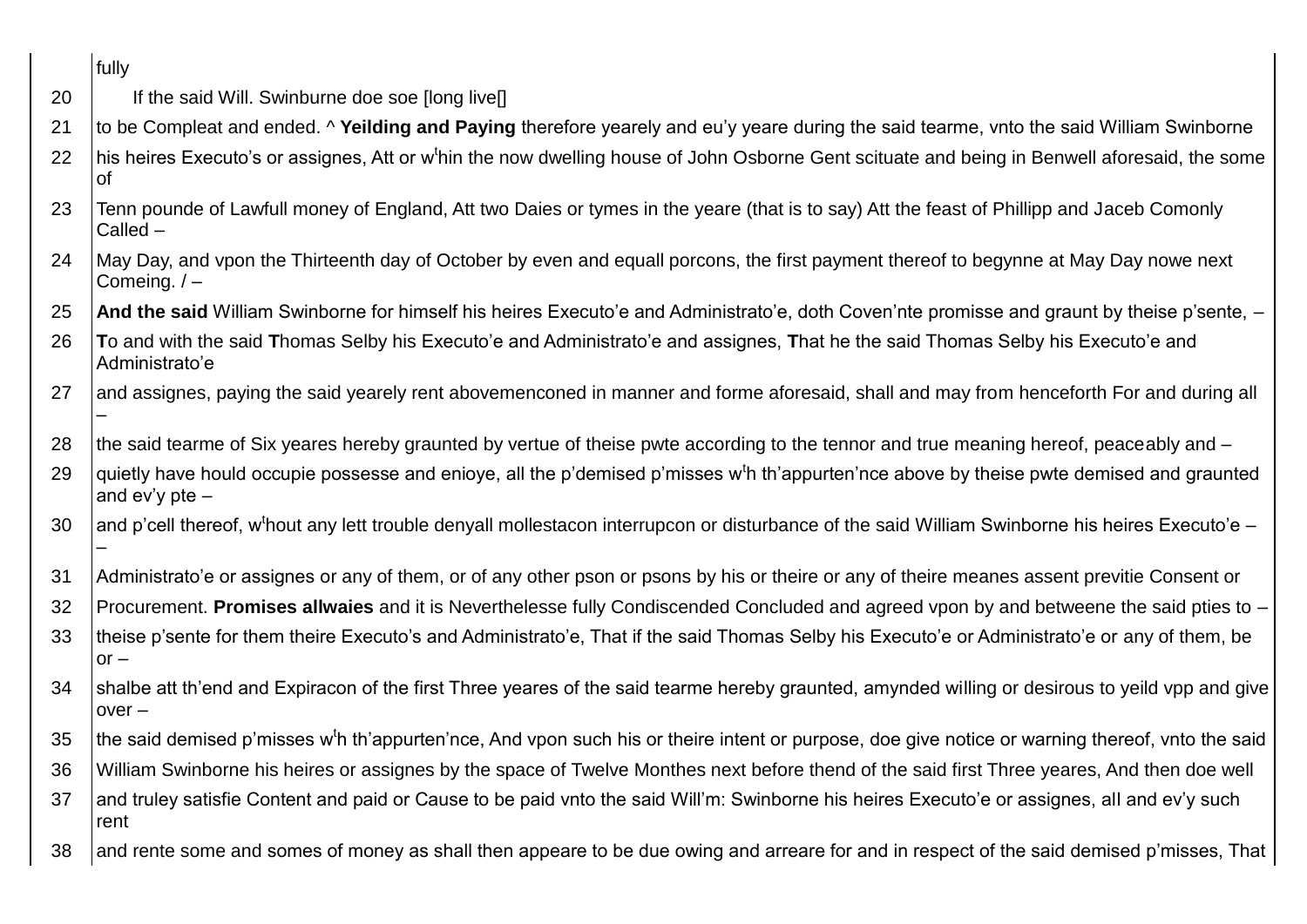fully

20 If the said Will. Swinburne doe soe [long live[]

21 to be Compleat and ended. ^ **Yeilding and Paying** therefore yearely and eu'y yeare during the said tearme, vnto the said William Swinborne

22 his heires Executo's or assignes, Att or w[t]hin the now dwelling house of John Osborne Gent scituate and being in Benwell aforesaid, the some of

23 Tenn pounde of Lawfull money of England, Att two Daies or tymes in the yeare (that is to say) Att the feast of Phillipp and Jaceb Comonly Called –

24 May Day, and vpon the Thirteenth day of October by even and equall porcons, the first payment thereof to begynne at May Day nowe next Comeing. / –

25 **And the said** William Swinborne for himself his heires Executo'e and Administrato'e, doth Coven'nte promisse and graunt by theise p'sente, –

26 **T**o and with the said **T**homas Selby his Executo'e and Administrato'e and assignes, **T**hat he the said Thomas Selby his Executo'e and Administrato'e

27 and assignes, paying the said yearely rent abovemenconed in manner and forme aforesaid, shall and may from henceforth For and during all –

28 the said tearme of Six yeares hereby graunted by vertue of theise pwte according to the tennor and true meaning hereof, peaceably and –

29 quietly have hould occupie possesse and enioye, all the p'demised p'misses w[t]h th'appurten'nce above by theise pwte demised and graunted and ev'y pte –

30 and p'cell thereof, w[t]hout any lett trouble denyall mollestacon interrupcon or disturbance of the said William Swinborne his heires Executo'e – –

31 Administrato'e or assignes or any of them, or of any other pson or psons by his or theire or any of theire meanes assent previtie Consent or

32 Procurement. **Promises allwaies** and it is Neverthelesse fully Condiscended Concluded and agreed vpon by and betweene the said pties to –

33 theise p'sente for them theire Executo's and Administrato'e, That if the said Thomas Selby his Executo'e or Administrato'e or any of them, be or –

34 shalbe att th'end and Expiracon of the first Three yeares of the said tearme hereby graunted, amynded willing or desirous to yeild vpp and give over –

35 the said demised p'misses w[t]h th'appurten'nce, And vpon such his or theire intent or purpose, doe give notice or warning thereof, vnto the said

36 William Swinborne his heires or assignes by the space of Twelve Monthes next before thend of the said first Three yeares, And then doe well

37 and truley satisfie Content and paid or Cause to be paid vnto the said Will'm: Swinborne his heires Executo'e or assignes, all and ev'y such rent

38 and rente some and somes of money as shall then appeare to be due owing and arreare for and in respect of the said demised p'misses, That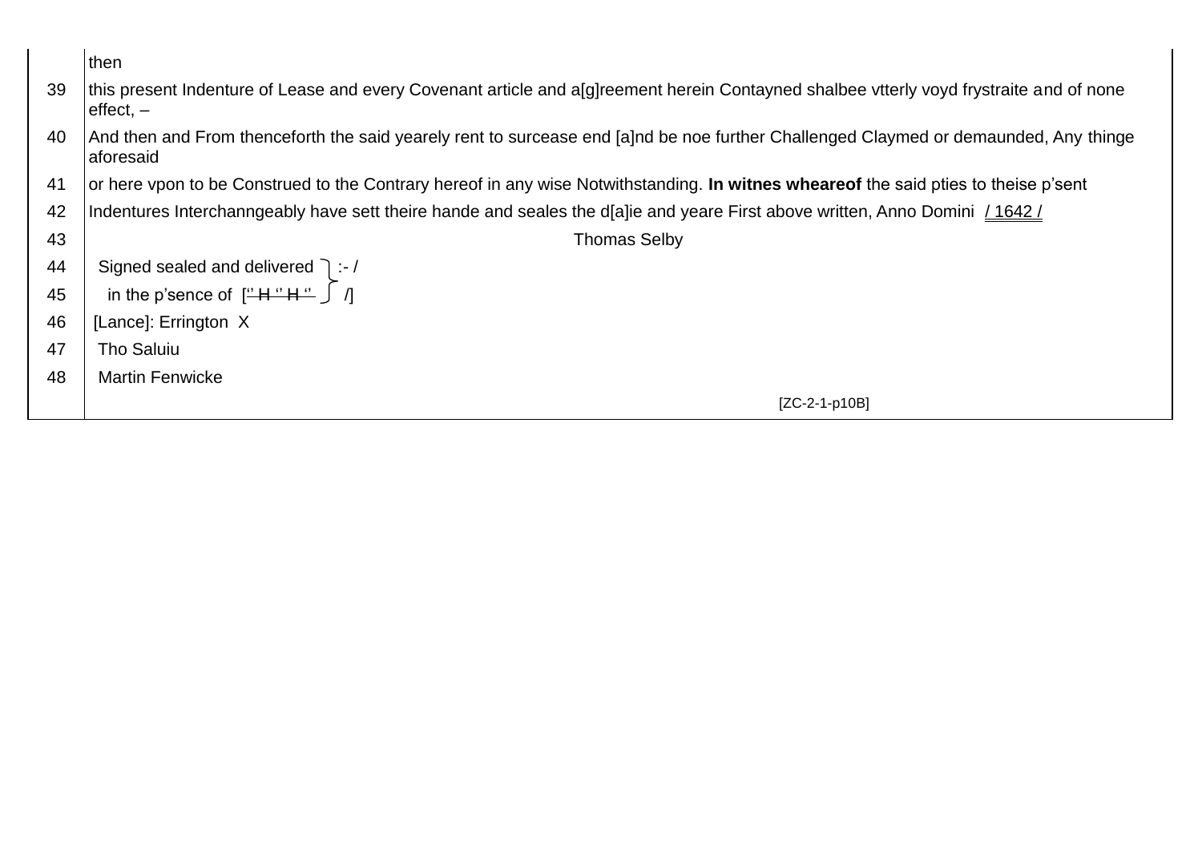| | |
|---|---|
| | then |
| 39 | this present Indenture of Lease and every Covenant article and a[g]reement herein Contayned shalbee vtterly voyd frystraite and of none effect, – |
| 40 | And then and From thenceforth the said yearely rent to surcease end [a]nd be noe further Challenged Claymed or demaunded, Any thinge aforesaid |
| 41 | or here vpon to be Construed to the Contrary hereof in any wise Notwithstanding. **In witnes wheareof** the said pties to theise p'sent |
| 42 | Indentures Interchanngeably have sett theire hande and seales the d[a]ie and yeare First above written, Anno Domini / 1642 / |
| 43 | Thomas Selby |
| 44 | Signed sealed and delivered } :- / |
| 45 | in the p'sence of [~~'' H '' H ''~~ /] |
| 46 | [Lance]: Errington X |
| 47 | Tho Saluiu |
| 48 | Martin Fenwicke |
| | [ZC-2-1-p10B] |